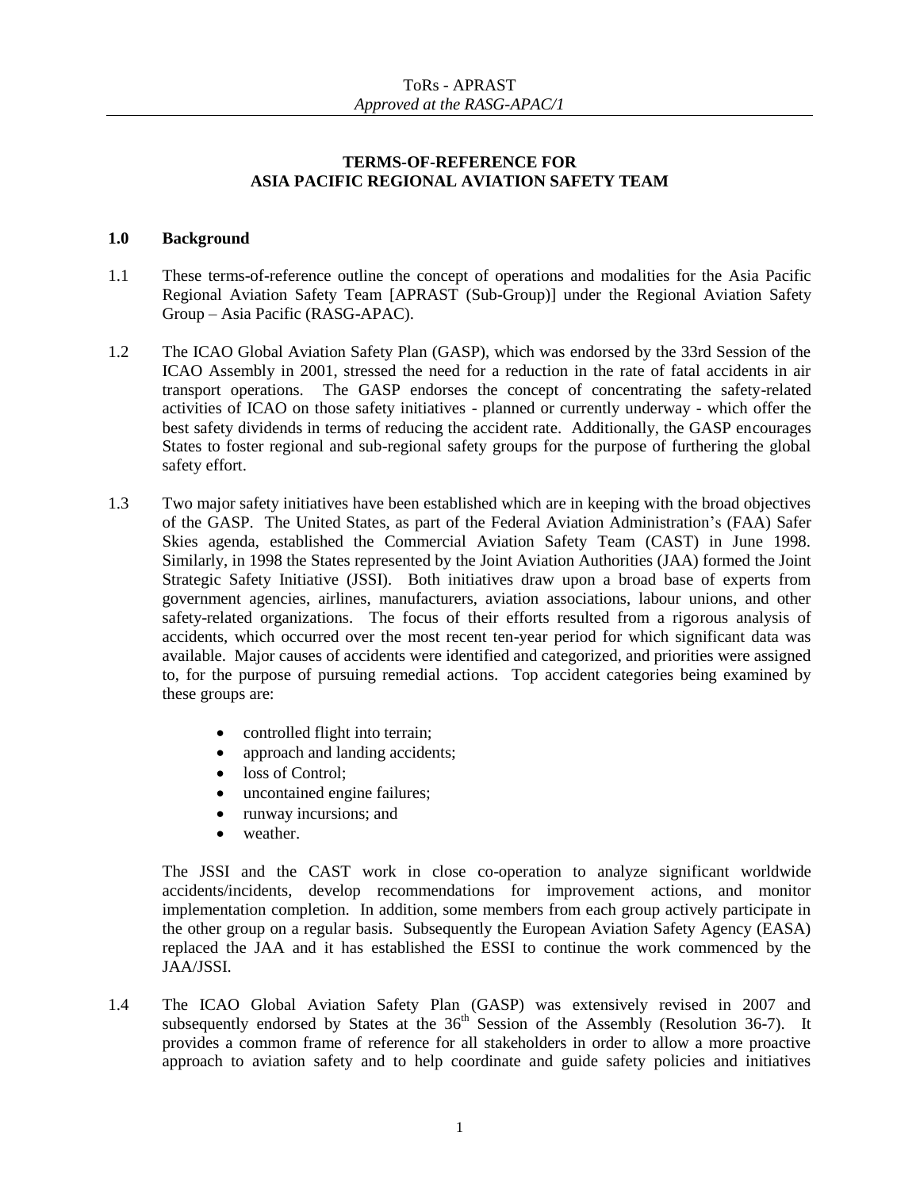ToRs - APRAST
*Approved at the RASG-APAC/1*

# TERMS-OF-REFERENCE FOR ASIA PACIFIC REGIONAL AVIATION SAFETY TEAM

## 1.0 Background

1.1 These terms-of-reference outline the concept of operations and modalities for the Asia Pacific Regional Aviation Safety Team [APRAST (Sub-Group)] under the Regional Aviation Safety Group – Asia Pacific (RASG-APAC).

1.2 The ICAO Global Aviation Safety Plan (GASP), which was endorsed by the 33rd Session of the ICAO Assembly in 2001, stressed the need for a reduction in the rate of fatal accidents in air transport operations. The GASP endorses the concept of concentrating the safety-related activities of ICAO on those safety initiatives - planned or currently underway - which offer the best safety dividends in terms of reducing the accident rate. Additionally, the GASP encourages States to foster regional and sub-regional safety groups for the purpose of furthering the global safety effort.

1.3 Two major safety initiatives have been established which are in keeping with the broad objectives of the GASP. The United States, as part of the Federal Aviation Administration's (FAA) Safer Skies agenda, established the Commercial Aviation Safety Team (CAST) in June 1998. Similarly, in 1998 the States represented by the Joint Aviation Authorities (JAA) formed the Joint Strategic Safety Initiative (JSSI). Both initiatives draw upon a broad base of experts from government agencies, airlines, manufacturers, aviation associations, labour unions, and other safety-related organizations. The focus of their efforts resulted from a rigorous analysis of accidents, which occurred over the most recent ten-year period for which significant data was available. Major causes of accidents were identified and categorized, and priorities were assigned to, for the purpose of pursuing remedial actions. Top accident categories being examined by these groups are:

- controlled flight into terrain;
- approach and landing accidents;
- loss of Control;
- uncontained engine failures;
- runway incursions; and
- weather.

The JSSI and the CAST work in close co-operation to analyze significant worldwide accidents/incidents, develop recommendations for improvement actions, and monitor implementation completion. In addition, some members from each group actively participate in the other group on a regular basis. Subsequently the European Aviation Safety Agency (EASA) replaced the JAA and it has established the ESSI to continue the work commenced by the JAA/JSSI.

1.4 The ICAO Global Aviation Safety Plan (GASP) was extensively revised in 2007 and subsequently endorsed by States at the 36th Session of the Assembly (Resolution 36-7). It provides a common frame of reference for all stakeholders in order to allow a more proactive approach to aviation safety and to help coordinate and guide safety policies and initiatives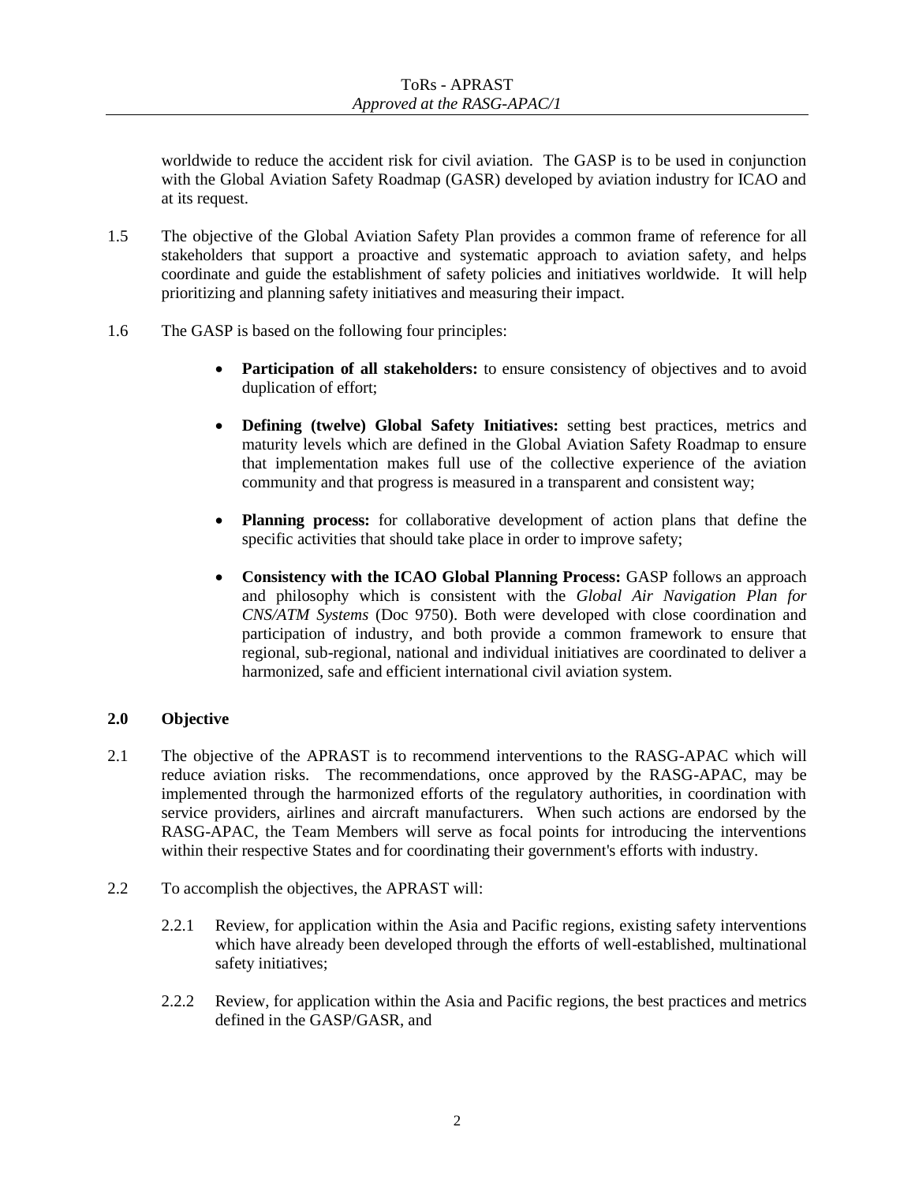worldwide to reduce the accident risk for civil aviation. The GASP is to be used in conjunction with the Global Aviation Safety Roadmap (GASR) developed by aviation industry for ICAO and at its request.

1.5 The objective of the Global Aviation Safety Plan provides a common frame of reference for all stakeholders that support a proactive and systematic approach to aviation safety, and helps coordinate and guide the establishment of safety policies and initiatives worldwide. It will help prioritizing and planning safety initiatives and measuring their impact.

1.6 The GASP is based on the following four principles:

- **Participation of all stakeholders:** to ensure consistency of objectives and to avoid duplication of effort;
- **Defining (twelve) Global Safety Initiatives:** setting best practices, metrics and maturity levels which are defined in the Global Aviation Safety Roadmap to ensure that implementation makes full use of the collective experience of the aviation community and that progress is measured in a transparent and consistent way;
- **Planning process:** for collaborative development of action plans that define the specific activities that should take place in order to improve safety;
- **Consistency with the ICAO Global Planning Process:** GASP follows an approach and philosophy which is consistent with the *Global Air Navigation Plan for CNS/ATM Systems* (Doc 9750). Both were developed with close coordination and participation of industry, and both provide a common framework to ensure that regional, sub-regional, national and individual initiatives are coordinated to deliver a harmonized, safe and efficient international civil aviation system.

## 2.0 Objective

2.1 The objective of the APRAST is to recommend interventions to the RASG-APAC which will reduce aviation risks. The recommendations, once approved by the RASG-APAC, may be implemented through the harmonized efforts of the regulatory authorities, in coordination with service providers, airlines and aircraft manufacturers. When such actions are endorsed by the RASG-APAC, the Team Members will serve as focal points for introducing the interventions within their respective States and for coordinating their government's efforts with industry.

2.2 To accomplish the objectives, the APRAST will:

2.2.1 Review, for application within the Asia and Pacific regions, existing safety interventions which have already been developed through the efforts of well-established, multinational safety initiatives;

2.2.2 Review, for application within the Asia and Pacific regions, the best practices and metrics defined in the GASP/GASR, and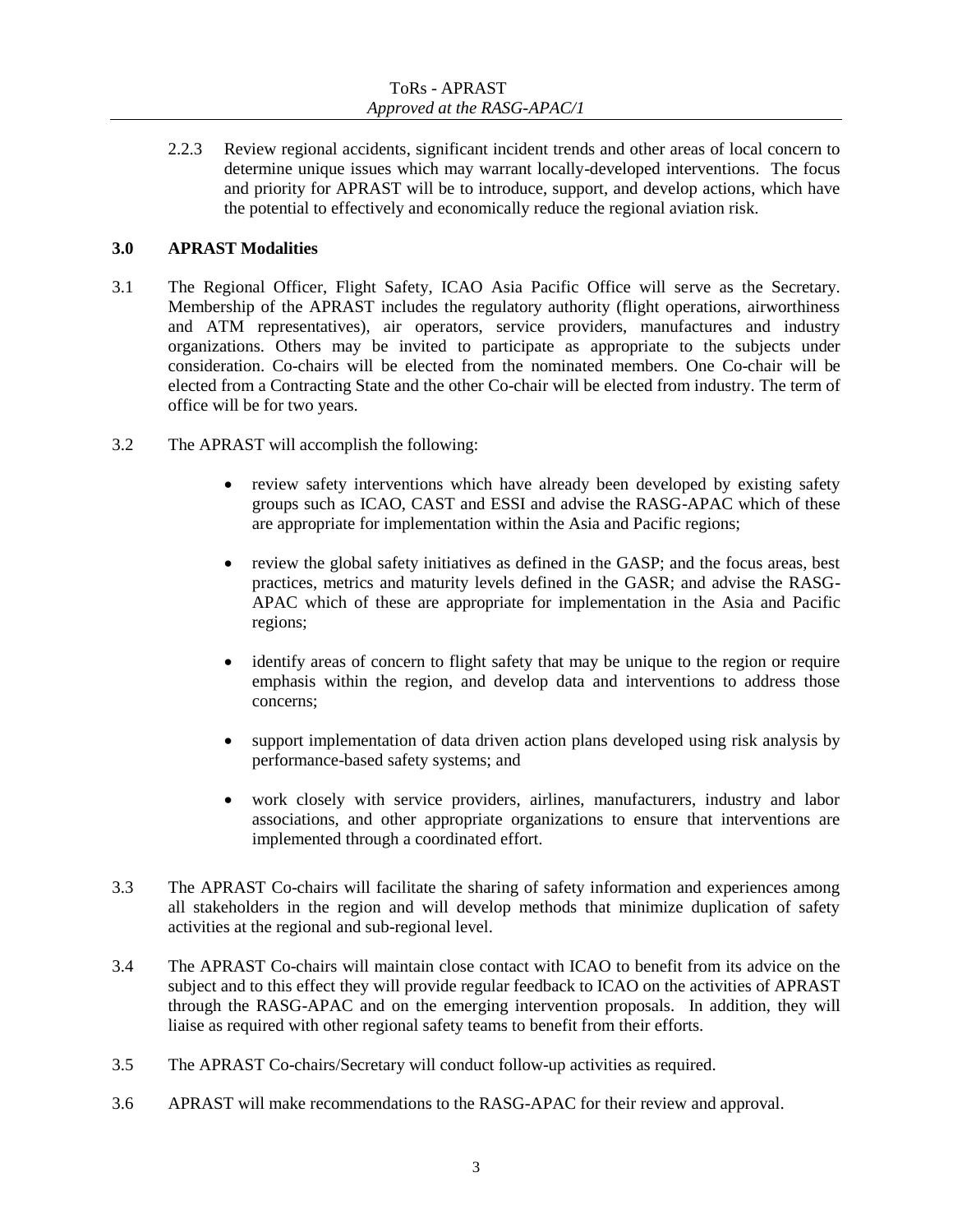2.2.3 Review regional accidents, significant incident trends and other areas of local concern to determine unique issues which may warrant locally-developed interventions. The focus and priority for APRAST will be to introduce, support, and develop actions, which have the potential to effectively and economically reduce the regional aviation risk.

## 3.0 APRAST Modalities

3.1 The Regional Officer, Flight Safety, ICAO Asia Pacific Office will serve as the Secretary. Membership of the APRAST includes the regulatory authority (flight operations, airworthiness and ATM representatives), air operators, service providers, manufactures and industry organizations. Others may be invited to participate as appropriate to the subjects under consideration. Co-chairs will be elected from the nominated members. One Co-chair will be elected from a Contracting State and the other Co-chair will be elected from industry. The term of office will be for two years.

3.2 The APRAST will accomplish the following:

- review safety interventions which have already been developed by existing safety groups such as ICAO, CAST and ESSI and advise the RASG-APAC which of these are appropriate for implementation within the Asia and Pacific regions;
- review the global safety initiatives as defined in the GASP; and the focus areas, best practices, metrics and maturity levels defined in the GASR; and advise the RASG-APAC which of these are appropriate for implementation in the Asia and Pacific regions;
- identify areas of concern to flight safety that may be unique to the region or require emphasis within the region, and develop data and interventions to address those concerns;
- support implementation of data driven action plans developed using risk analysis by performance-based safety systems; and
- work closely with service providers, airlines, manufacturers, industry and labor associations, and other appropriate organizations to ensure that interventions are implemented through a coordinated effort.

3.3 The APRAST Co-chairs will facilitate the sharing of safety information and experiences among all stakeholders in the region and will develop methods that minimize duplication of safety activities at the regional and sub-regional level.

3.4 The APRAST Co-chairs will maintain close contact with ICAO to benefit from its advice on the subject and to this effect they will provide regular feedback to ICAO on the activities of APRAST through the RASG-APAC and on the emerging intervention proposals. In addition, they will liaise as required with other regional safety teams to benefit from their efforts.

3.5 The APRAST Co-chairs/Secretary will conduct follow-up activities as required.

3.6 APRAST will make recommendations to the RASG-APAC for their review and approval.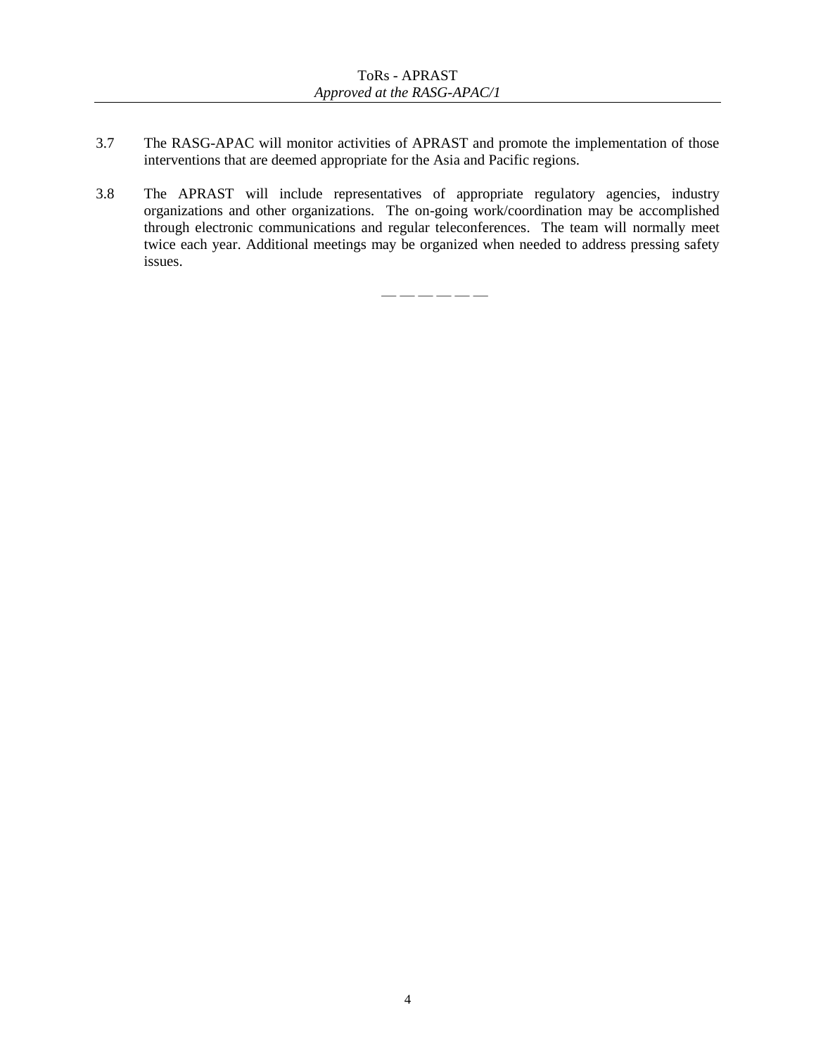3.7 The RASG-APAC will monitor activities of APRAST and promote the implementation of those interventions that are deemed appropriate for the Asia and Pacific regions.

3.8 The APRAST will include representatives of appropriate regulatory agencies, industry organizations and other organizations. The on-going work/coordination may be accomplished through electronic communications and regular teleconferences. The team will normally meet twice each year. Additional meetings may be organized when needed to address pressing safety issues.

— — — — — —